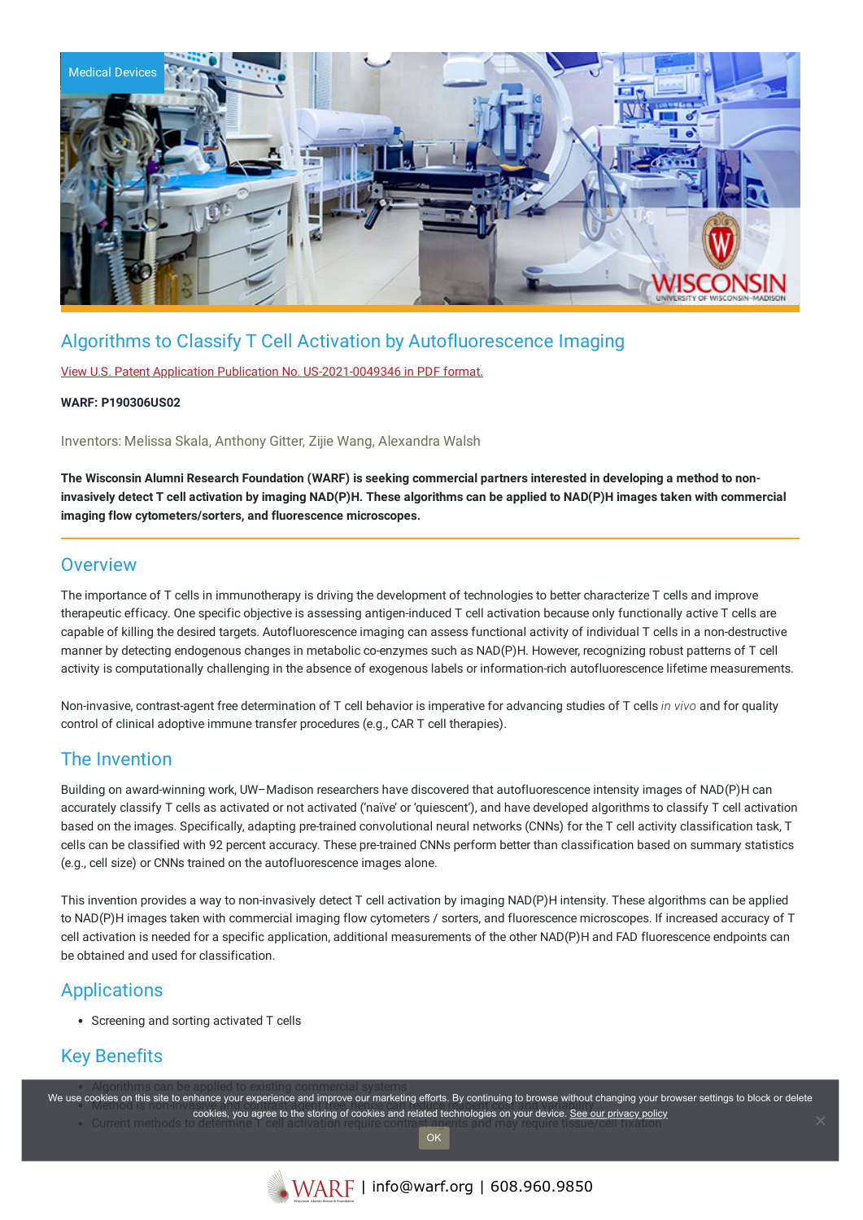Medical Devices

# Algorithms to Classify T Cell Activation by Autofluorescence Imaging

[View U.S. Patent Application Publication No. US-2021-0049346 in PDF format.](#)

**WARF: P190306US02**

Inventors: Melissa Skala, Anthony Gitter, Zijie Wang, Alexandra Walsh

**The Wisconsin Alumni Research Foundation (WARF) is seeking commercial partners interested in developing a method to non-invasively detect T cell activation by imaging NAD(P)H. These algorithms can be applied to NAD(P)H images taken with commercial imaging flow cytometers/sorters, and fluorescence microscopes.**

## Overview

The importance of T cells in immunotherapy is driving the development of technologies to better characterize T cells and improve therapeutic efficacy. One specific objective is assessing antigen-induced T cell activation because only functionally active T cells are capable of killing the desired targets. Autofluorescence imaging can assess functional activity of individual T cells in a non-destructive manner by detecting endogenous changes in metabolic co-enzymes such as NAD(P)H. However, recognizing robust patterns of T cell activity is computationally challenging in the absence of exogenous labels or information-rich autofluorescence lifetime measurements.

Non-invasive, contrast-agent free determination of T cell behavior is imperative for advancing studies of T cells *in vivo* and for quality control of clinical adoptive immune transfer procedures (e.g., CAR T cell therapies).

## The Invention

Building on award-winning work, UW–Madison researchers have discovered that autofluorescence intensity images of NAD(P)H can accurately classify T cells as activated or not activated ('naïve' or 'quiescent'), and have developed algorithms to classify T cell activation based on the images. Specifically, adapting pre-trained convolutional neural networks (CNNs) for the T cell activity classification task, T cells can be classified with 92 percent accuracy. These pre-trained CNNs perform better than classification based on summary statistics (e.g., cell size) or CNNs trained on the autofluorescence images alone.

This invention provides a way to non-invasively detect T cell activation by imaging NAD(P)H intensity. These algorithms can be applied to NAD(P)H images taken with commercial imaging flow cytometers / sorters, and fluorescence microscopes. If increased accuracy of T cell activation is needed for a specific application, additional measurements of the other NAD(P)H and FAD fluorescence endpoints can be obtained and used for classification.

## Applications

- Screening and sorting activated T cells

## Key Benefits

- Algorithms can be applied to existing commercial systems
- Method is non-invasive
- Current methods to determine T cell activation require contrast agents and may require tissue/cell fixation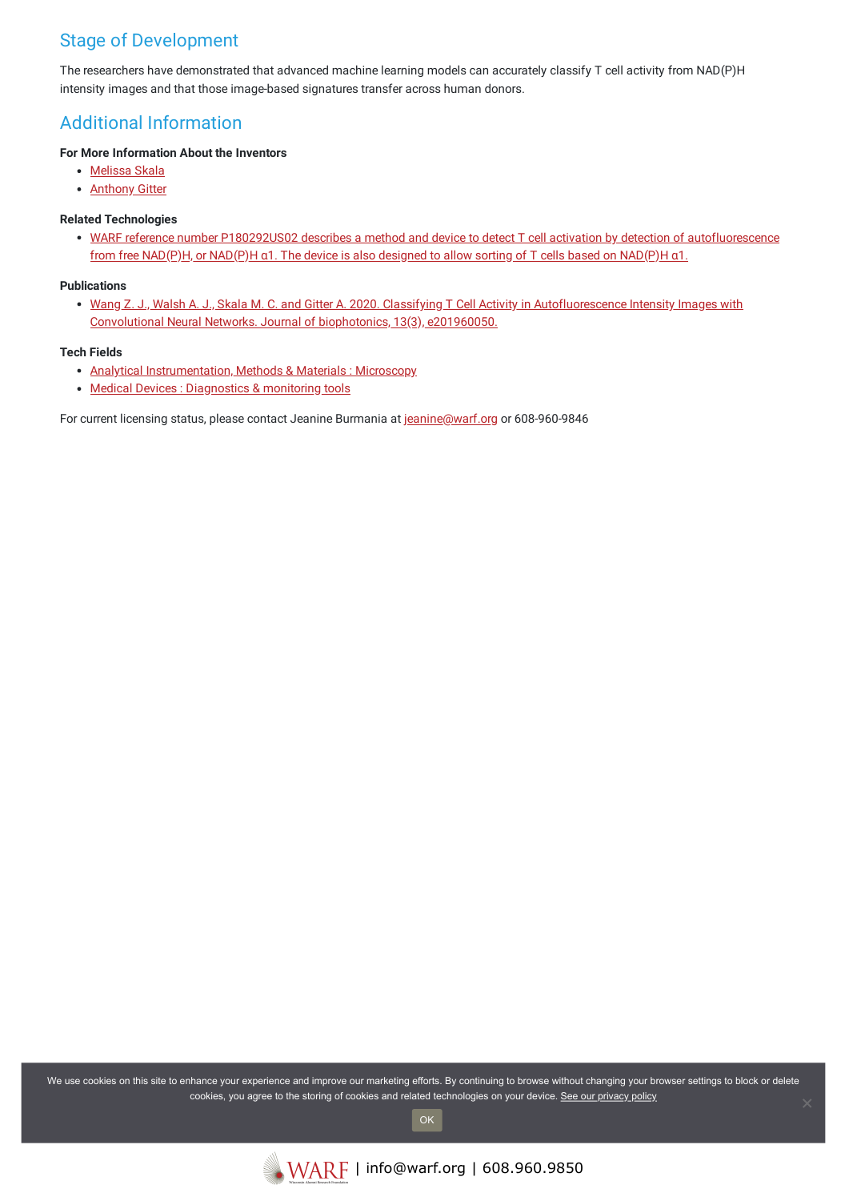## Stage of Development

The researchers have demonstrated that advanced machine learning models can accurately classify T cell activity from NAD(P)H intensity images and that those image-based signatures transfer across human donors.

## Additional Information

**For More Information About the Inventors**

- Melissa Skala
- Anthony Gitter

**Related Technologies**

- WARF reference number P180292US02 describes a method and device to detect T cell activation by detection of autofluorescence from free NAD(P)H, or NAD(P)H α1. The device is also designed to allow sorting of T cells based on NAD(P)H α1.

**Publications**

- Wang Z. J., Walsh A. J., Skala M. C. and Gitter A. 2020. Classifying T Cell Activity in Autofluorescence Intensity Images with Convolutional Neural Networks. Journal of biophotonics, 13(3), e201960050.

**Tech Fields**

- Analytical Instrumentation, Methods & Materials : Microscopy
- Medical Devices : Diagnostics & monitoring tools

For current licensing status, please contact Jeanine Burmania at jeanine@warf.org or 608-960-9846